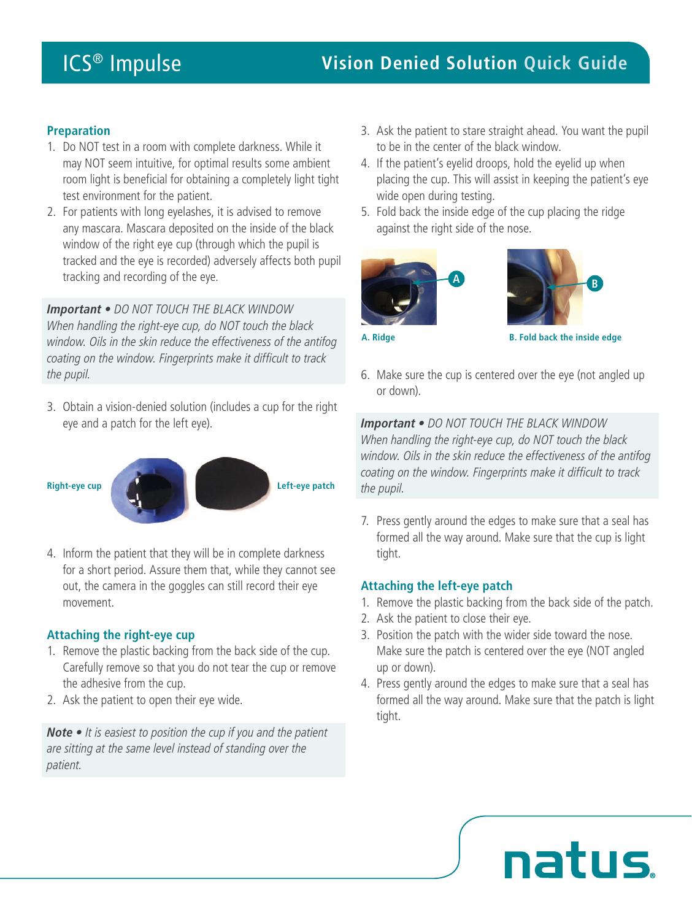# ICS® Impulse

## Vision Denied Solution Quick Guide

### Preparation

1. Do NOT test in a room with complete darkness. While it may NOT seem intuitive, for optimal results some ambient room light is beneficial for obtaining a completely light tight test environment for the patient.
2. For patients with long eyelashes, it is advised to remove any mascara. Mascara deposited on the inside of the black window of the right eye cup (through which the pupil is tracked and the eye is recorded) adversely affects both pupil tracking and recording of the eye.

***Important* • *DO NOT TOUCH THE BLACK WINDOW***
*When handling the right-eye cup, do NOT touch the black window. Oils in the skin reduce the effectiveness of the antifog coating on the window. Fingerprints make it difficult to track the pupil.*

3. Obtain a vision-denied solution (includes a cup for the right eye and a patch for the left eye).

Right-eye cup

Left-eye patch

4. Inform the patient that they will be in complete darkness for a short period. Assure them that, while they cannot see out, the camera in the goggles can still record their eye movement.

### Attaching the right-eye cup

1. Remove the plastic backing from the back side of the cup. Carefully remove so that you do not tear the cup or remove the adhesive from the cup.
2. Ask the patient to open their eye wide.

***Note* • *It is easiest to position the cup if you and the patient are sitting at the same level instead of standing over the patient.***

3. Ask the patient to stare straight ahead. You want the pupil to be in the center of the black window.
4. If the patient's eyelid droops, hold the eyelid up when placing the cup. This will assist in keeping the patient's eye wide open during testing.
5. Fold back the inside edge of the cup placing the ridge against the right side of the nose.

A. Ridge

B. Fold back the inside edge

6. Make sure the cup is centered over the eye (not angled up or down).

***Important* • *DO NOT TOUCH THE BLACK WINDOW***
*When handling the right-eye cup, do NOT touch the black window. Oils in the skin reduce the effectiveness of the antifog coating on the window. Fingerprints make it difficult to track the pupil.*

7. Press gently around the edges to make sure that a seal has formed all the way around. Make sure that the cup is light tight.

### Attaching the left-eye patch

1. Remove the plastic backing from the back side of the patch.
2. Ask the patient to close their eye.
3. Position the patch with the wider side toward the nose. Make sure the patch is centered over the eye (NOT angled up or down).
4. Press gently around the edges to make sure that a seal has formed all the way around. Make sure that the patch is light tight.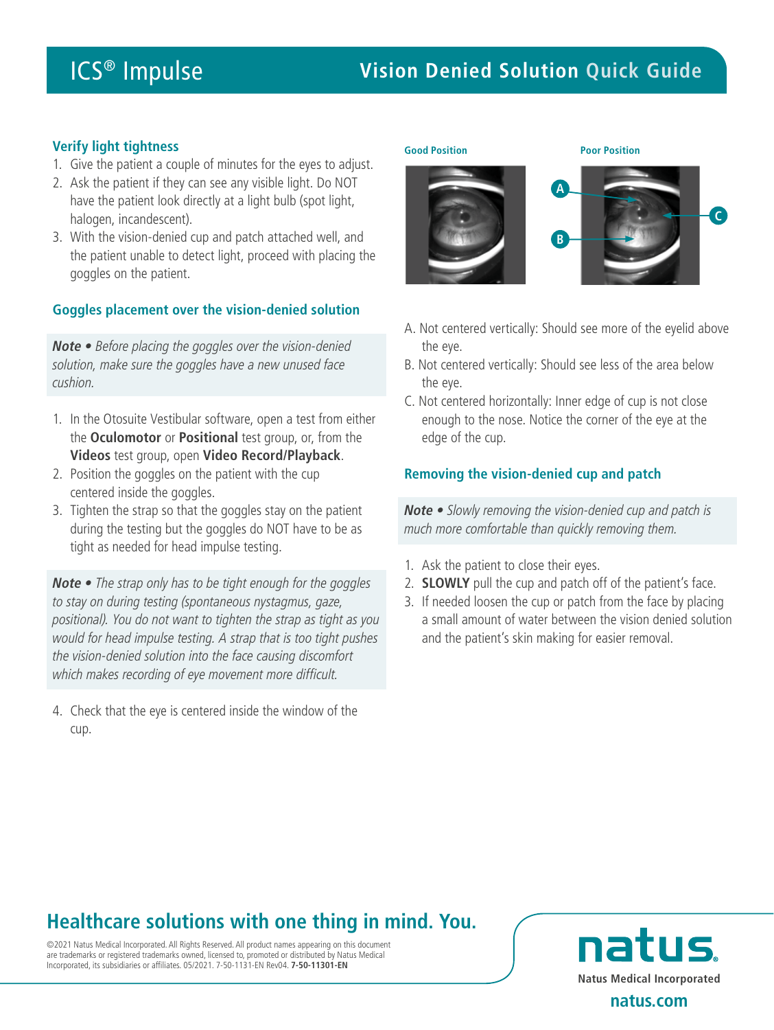# ICS® Impulse

## Vision Denied Solution Quick Guide

### Verify light tightness

1. Give the patient a couple of minutes for the eyes to adjust.
2. Ask the patient if they can see any visible light. Do NOT have the patient look directly at a light bulb (spot light, halogen, incandescent).
3. With the vision-denied cup and patch attached well, and the patient unable to detect light, proceed with placing the goggles on the patient.

### Goggles placement over the vision-denied solution

***Note •*** *Before placing the goggles over the vision-denied solution, make sure the goggles have a new unused face cushion.*

1. In the Otosuite Vestibular software, open a test from either the **Oculomotor** or **Positional** test group, or, from the **Videos** test group, open **Video Record/Playback**.
2. Position the goggles on the patient with the cup centered inside the goggles.
3. Tighten the strap so that the goggles stay on the patient during the testing but the goggles do NOT have to be as tight as needed for head impulse testing.

***Note •*** *The strap only has to be tight enough for the goggles to stay on during testing (spontaneous nystagmus, gaze, positional). You do not want to tighten the strap as tight as you would for head impulse testing. A strap that is too tight pushes the vision-denied solution into the face causing discomfort which makes recording of eye movement more difficult.*

4. Check that the eye is centered inside the window of the cup.

Good Position

Poor Position

A

B

C

A. Not centered vertically: Should see more of the eyelid above the eye.
B. Not centered vertically: Should see less of the area below the eye.
C. Not centered horizontally: Inner edge of cup is not close enough to the nose. Notice the corner of the eye at the edge of the cup.

### Removing the vision-denied cup and patch

***Note •*** *Slowly removing the vision-denied cup and patch is much more comfortable than quickly removing them.*

1. Ask the patient to close their eyes.
2. **SLOWLY** pull the cup and patch off of the patient's face.
3. If needed loosen the cup or patch from the face by placing a small amount of water between the vision denied solution and the patient's skin making for easier removal.

## Healthcare solutions with one thing in mind. You.

©2021 Natus Medical Incorporated. All Rights Reserved. All product names appearing on this document are trademarks or registered trademarks owned, licensed to, promoted or distributed by Natus Medical Incorporated, its subsidiaries or affiliates. 05/2021. 7-50-1131-EN Rev04. **7-50-11301-EN**

natus.

Natus Medical Incorporated

natus.com